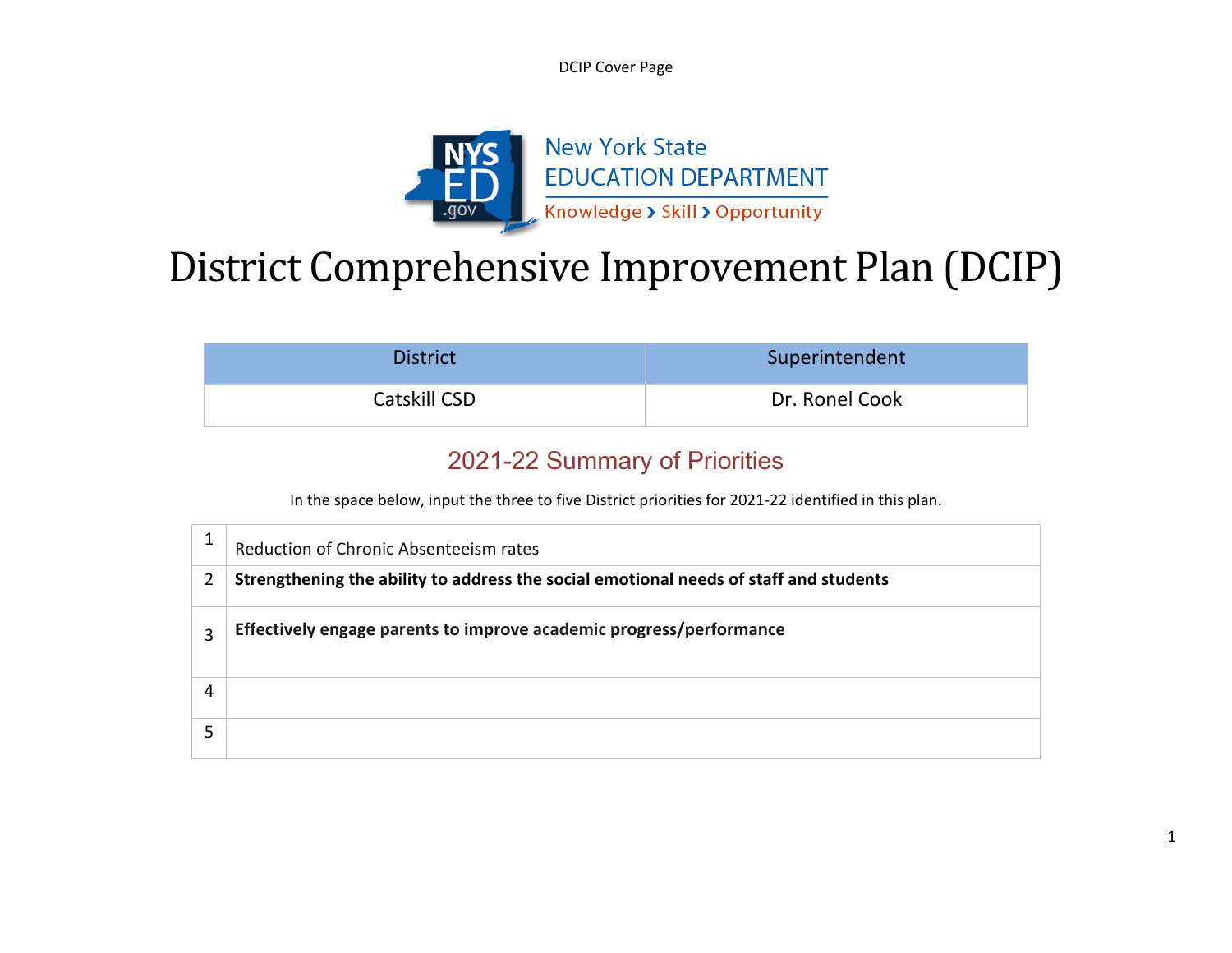DCIP Cover Page

New York State
EDUCATION DEPARTMENT
Knowledge › Skill › Opportunity

# District Comprehensive Improvement Plan (DCIP)

| District | Superintendent |
| --- | --- |
| Catskill CSD | Dr. Ronel Cook |

## 2021-22 Summary of Priorities

In the space below, input the three to five District priorities for 2021-22 identified in this plan.

| | |
| --- | --- |
| 1 | Reduction of Chronic Absenteeism rates |
| 2 | **Strengthening the ability to address the social emotional needs of staff and students** |
| 3 | **Effectively engage parents to improve academic progress/performance** |
| 4 | |
| 5 | |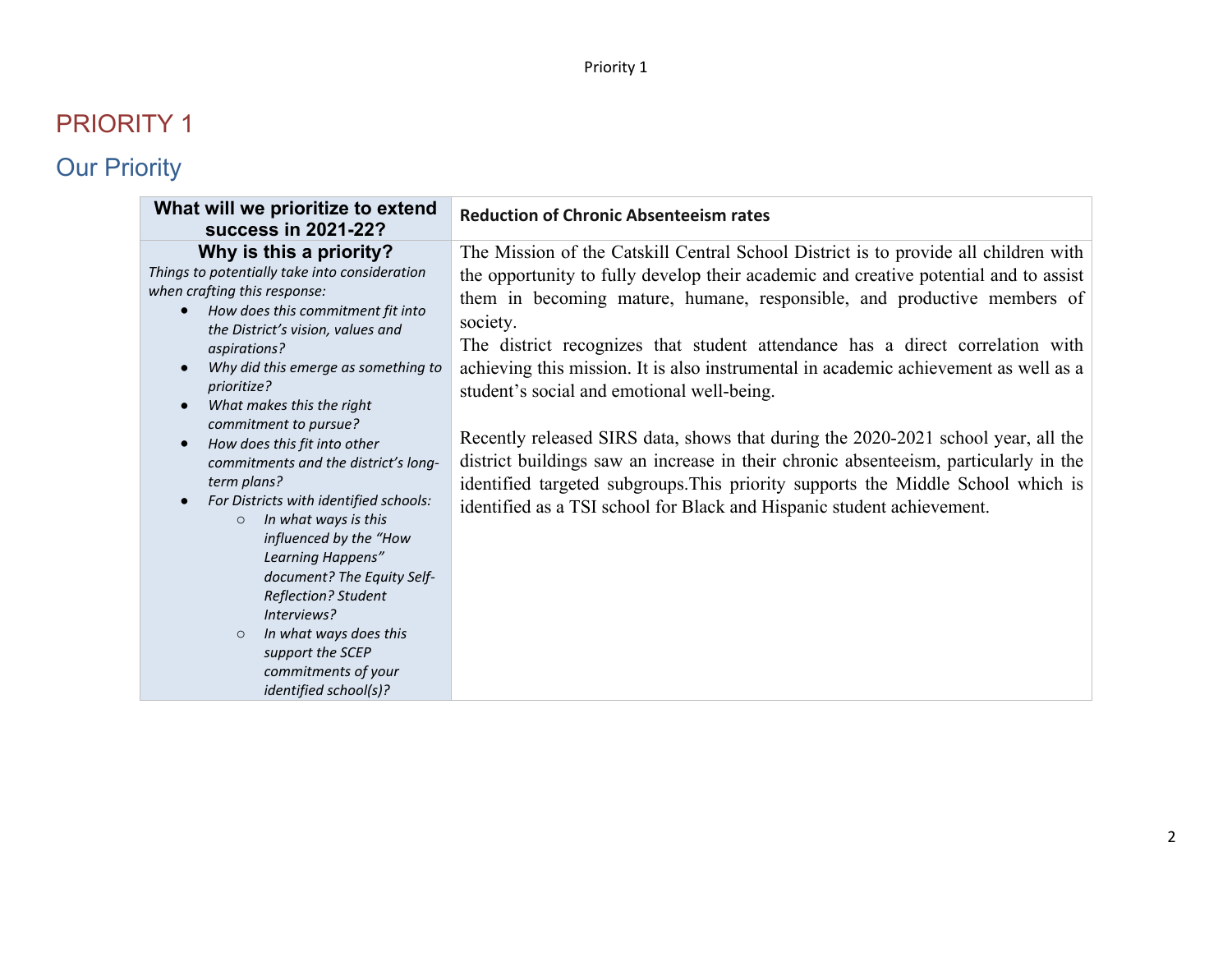# PRIORITY 1

## Our Priority

| **What will we prioritize to extend success in 2021-22?** | **Reduction of Chronic Absenteeism rates** |
|---|---|
| **Why is this a priority?**<br>*Things to potentially take into consideration when crafting this response:*<br>• *How does this commitment fit into the District's vision, values and aspirations?*<br>• *Why did this emerge as something to prioritize?*<br>• *What makes this the right commitment to pursue?*<br>• *How does this fit into other commitments and the district's long-term plans?*<br>• *For Districts with identified schools:*<br>  ○ *In what ways is this influenced by the "How Learning Happens" document? The Equity Self-Reflection? Student Interviews?*<br>  ○ *In what ways does this support the SCEP commitments of your identified school(s)?* | The Mission of the Catskill Central School District is to provide all children with the opportunity to fully develop their academic and creative potential and to assist them in becoming mature, humane, responsible, and productive members of society.<br>The district recognizes that student attendance has a direct correlation with achieving this mission. It is also instrumental in academic achievement as well as a student's social and emotional well-being.<br><br>Recently released SIRS data, shows that during the 2020-2021 school year, all the district buildings saw an increase in their chronic absenteeism, particularly in the identified targeted subgroups.This priority supports the Middle School which is identified as a TSI school for Black and Hispanic student achievement. |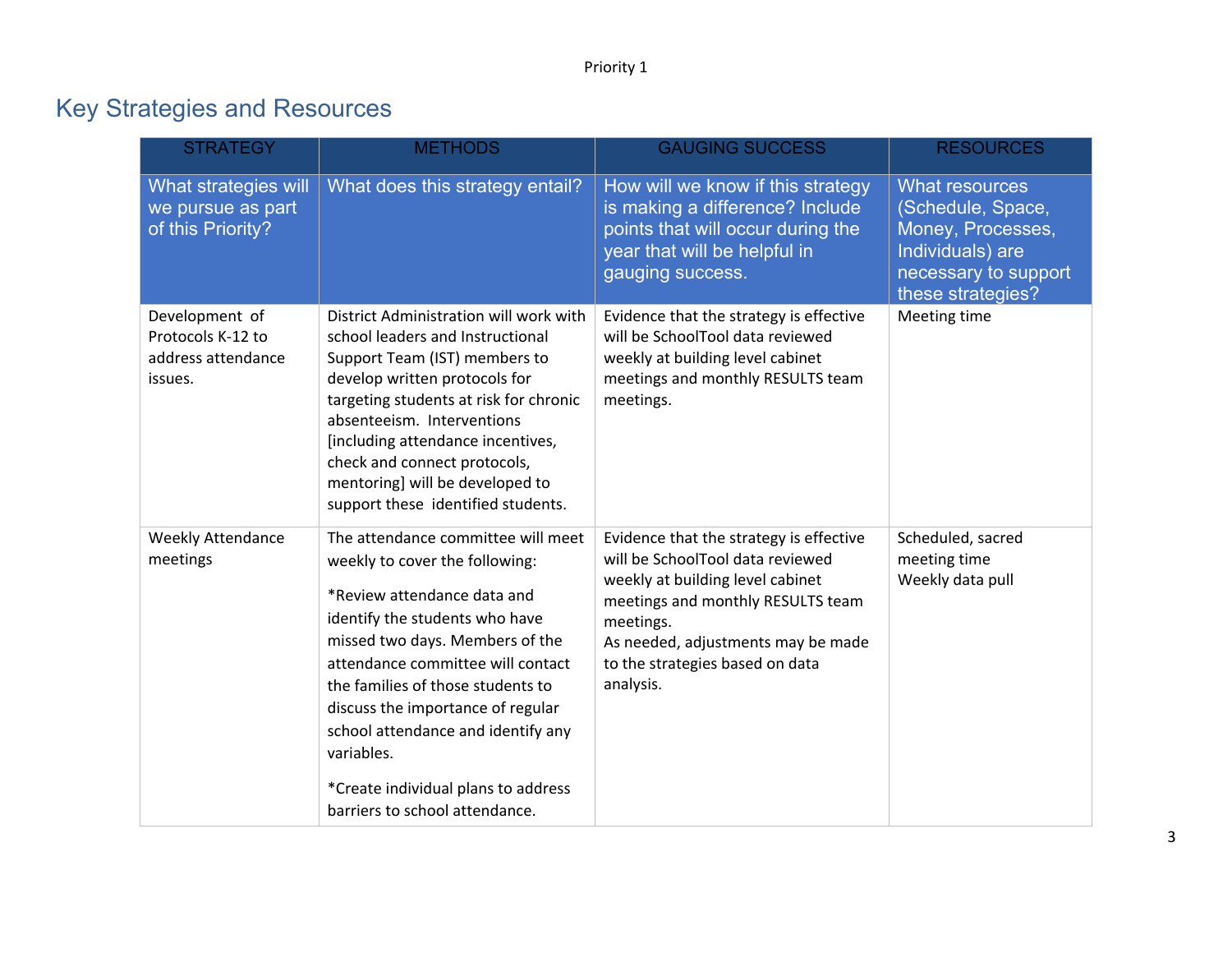Priority 1

## Key Strategies and Resources

| STRATEGY | METHODS | GAUGING SUCCESS | RESOURCES |
|---|---|---|---|
| What strategies will we pursue as part of this Priority? | What does this strategy entail? | How will we know if this strategy is making a difference? Include points that will occur during the year that will be helpful in gauging success. | What resources (Schedule, Space, Money, Processes, Individuals) are necessary to support these strategies? |
| Development of Protocols K-12 to address attendance issues. | District Administration will work with school leaders and Instructional Support Team (IST) members to develop written protocols for targeting students at risk for chronic absenteeism. Interventions [including attendance incentives, check and connect protocols, mentoring] will be developed to support these identified students. | Evidence that the strategy is effective will be SchoolTool data reviewed weekly at building level cabinet meetings and monthly RESULTS team meetings. | Meeting time |
| Weekly Attendance meetings | The attendance committee will meet weekly to cover the following:<br><br>*Review attendance data and identify the students who have missed two days. Members of the attendance committee will contact the families of those students to discuss the importance of regular school attendance and identify any variables.<br><br>*Create individual plans to address barriers to school attendance. | Evidence that the strategy is effective will be SchoolTool data reviewed weekly at building level cabinet meetings and monthly RESULTS team meetings.<br>As needed, adjustments may be made to the strategies based on data analysis. | Scheduled, sacred meeting time<br>Weekly data pull |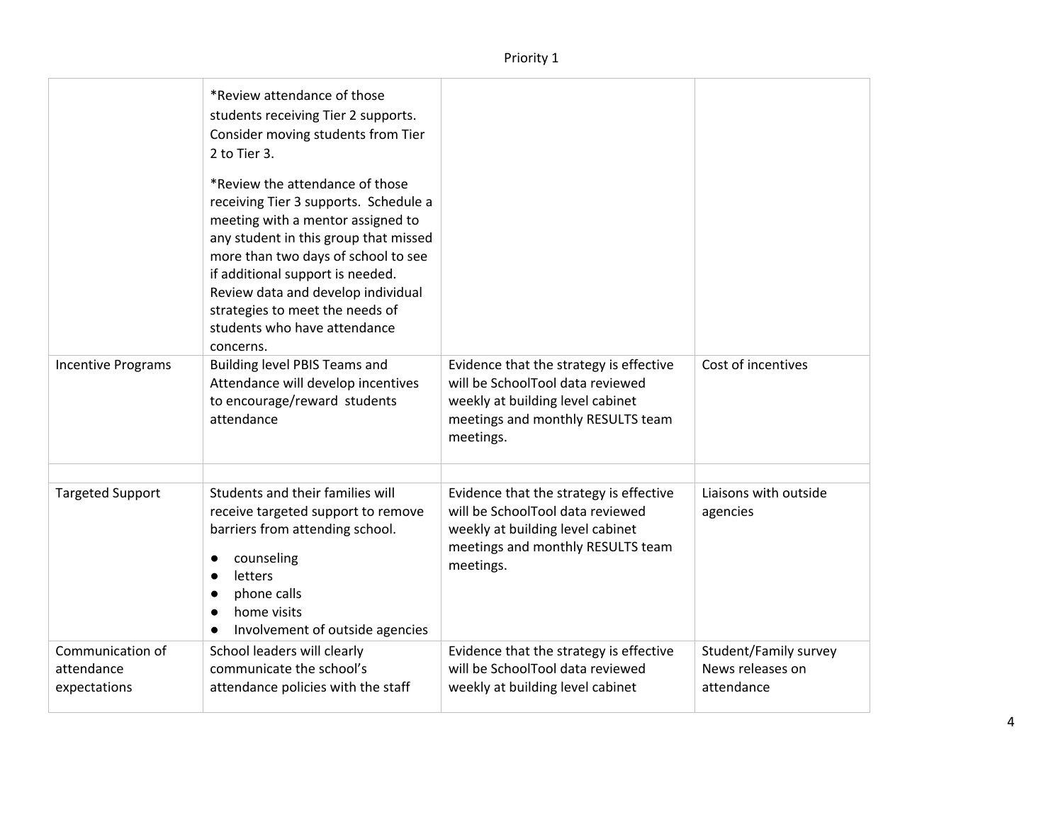| | | | |
|---|---|---|---|
| | *Review attendance of those students receiving Tier 2 supports. Consider moving students from Tier 2 to Tier 3.<br><br>*Review the attendance of those receiving Tier 3 supports. Schedule a meeting with a mentor assigned to any student in this group that missed more than two days of school to see if additional support is needed. Review data and develop individual strategies to meet the needs of students who have attendance concerns. | | |
| Incentive Programs | Building level PBIS Teams and Attendance will develop incentives to encourage/reward students attendance | Evidence that the strategy is effective will be SchoolTool data reviewed weekly at building level cabinet meetings and monthly RESULTS team meetings. | Cost of incentives |
| | | | |
| Targeted Support | Students and their families will receive targeted support to remove barriers from attending school.<br>● counseling<br>● letters<br>● phone calls<br>● home visits<br>● Involvement of outside agencies | Evidence that the strategy is effective will be SchoolTool data reviewed weekly at building level cabinet meetings and monthly RESULTS team meetings. | Liaisons with outside agencies |
| Communication of attendance expectations | School leaders will clearly communicate the school's attendance policies with the staff | Evidence that the strategy is effective will be SchoolTool data reviewed weekly at building level cabinet | Student/Family survey<br>News releases on attendance |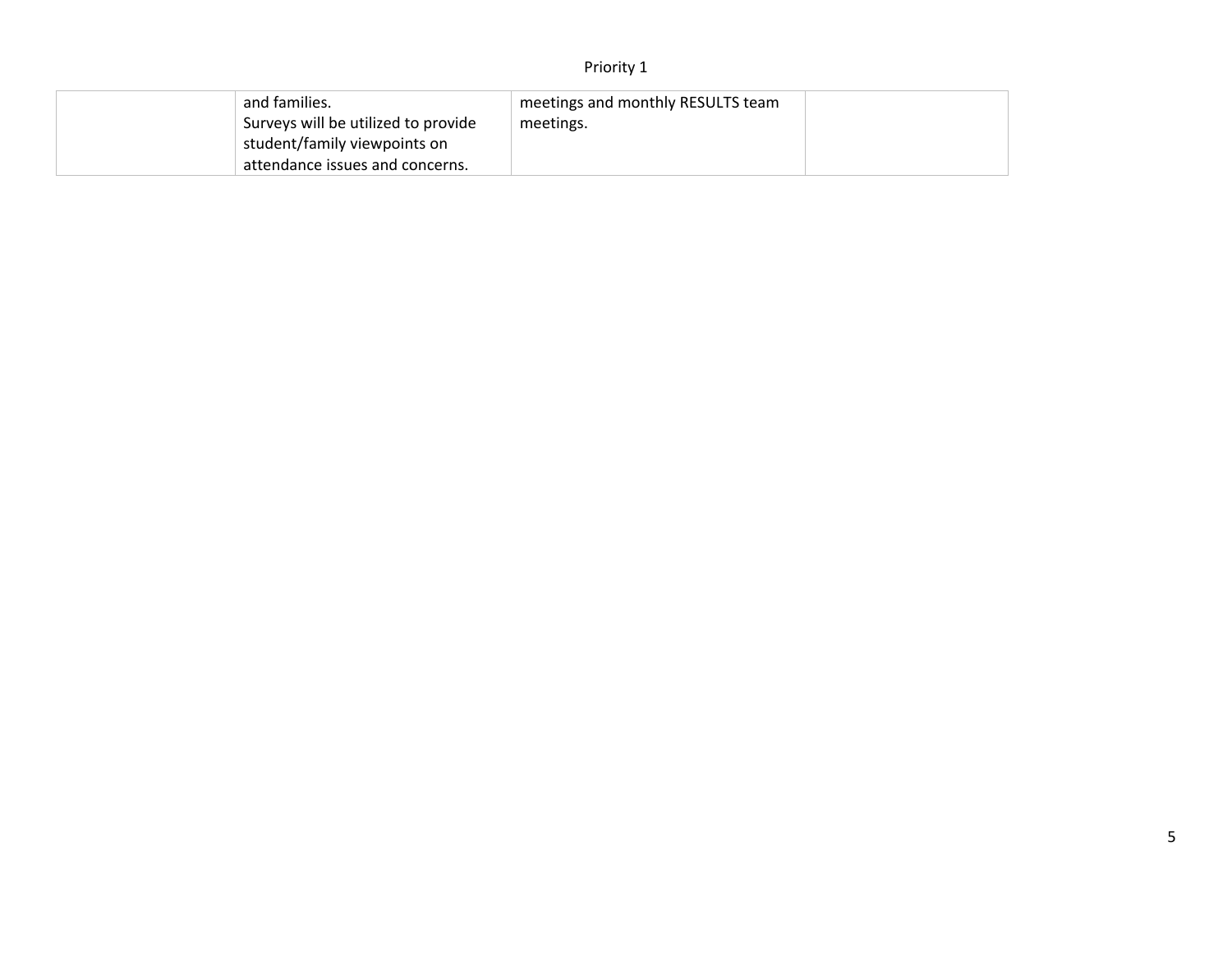| | | | |
|---|---|---|---|
| | and families.<br>Surveys will be utilized to provide student/family viewpoints on attendance issues and concerns. | meetings and monthly RESULTS team meetings. | |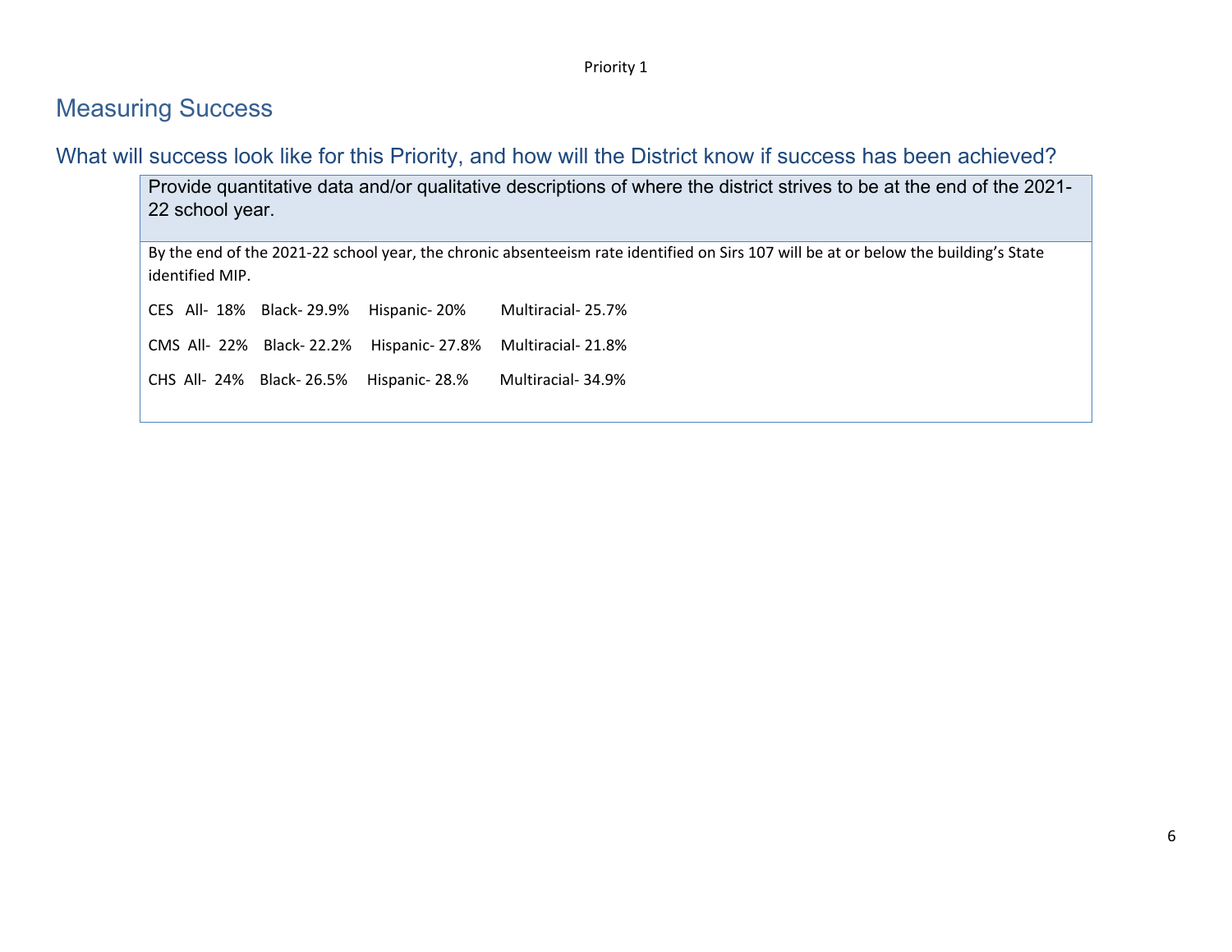# Measuring Success

## What will success look like for this Priority, and how will the District know if success has been achieved?

| Provide quantitative data and/or qualitative descriptions of where the district strives to be at the end of the 2021-22 school year. |
|---|
| By the end of the 2021-22 school year, the chronic absenteeism rate identified on Sirs 107 will be at or below the building's State identified MIP.<br><br>CES All- 18% Black- 29.9% Hispanic- 20% Multiracial- 25.7%<br><br>CMS All- 22% Black- 22.2% Hispanic- 27.8% Multiracial- 21.8%<br><br>CHS All- 24% Black- 26.5% Hispanic- 28.% Multiracial- 34.9% |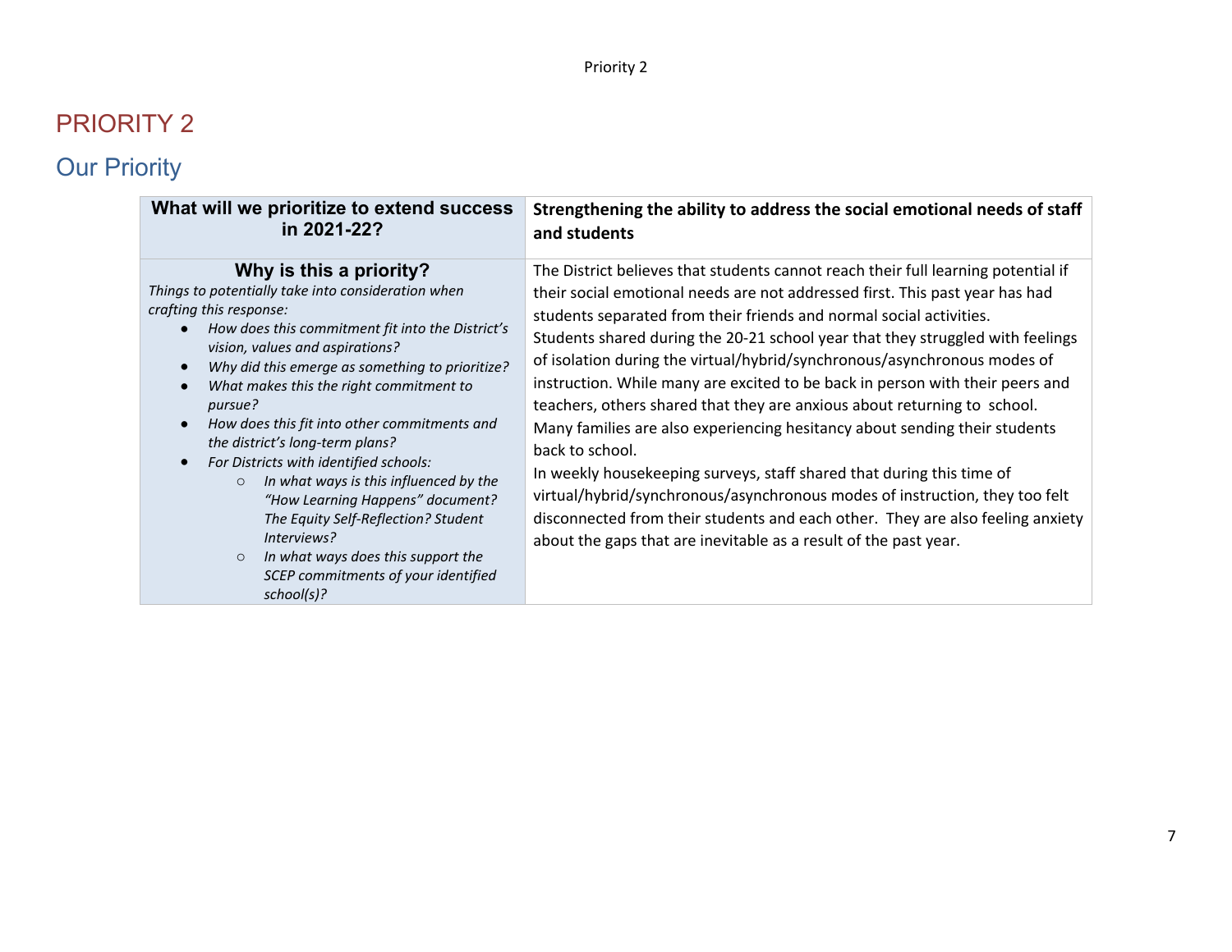# PRIORITY 2

## Our Priority

| **What will we prioritize to extend success in 2021-22?** | **Strengthening the ability to address the social emotional needs of staff and students** |
|---|---|
| **Why is this a priority?**<br>*Things to potentially take into consideration when crafting this response:*<br>• *How does this commitment fit into the District's vision, values and aspirations?*<br>• *Why did this emerge as something to prioritize?*<br>• *What makes this the right commitment to pursue?*<br>• *How does this fit into other commitments and the district's long-term plans?*<br>• *For Districts with identified schools:*<br>  ○ *In what ways is this influenced by the "How Learning Happens" document? The Equity Self-Reflection? Student Interviews?*<br>  ○ *In what ways does this support the SCEP commitments of your identified school(s)?* | The District believes that students cannot reach their full learning potential if their social emotional needs are not addressed first. This past year has had students separated from their friends and normal social activities.<br>Students shared during the 20-21 school year that they struggled with feelings of isolation during the virtual/hybrid/synchronous/asynchronous modes of instruction. While many are excited to be back in person with their peers and teachers, others shared that they are anxious about returning to school. Many families are also experiencing hesitancy about sending their students back to school.<br>In weekly housekeeping surveys, staff shared that during this time of virtual/hybrid/synchronous/asynchronous modes of instruction, they too felt disconnected from their students and each other. They are also feeling anxiety about the gaps that are inevitable as a result of the past year. |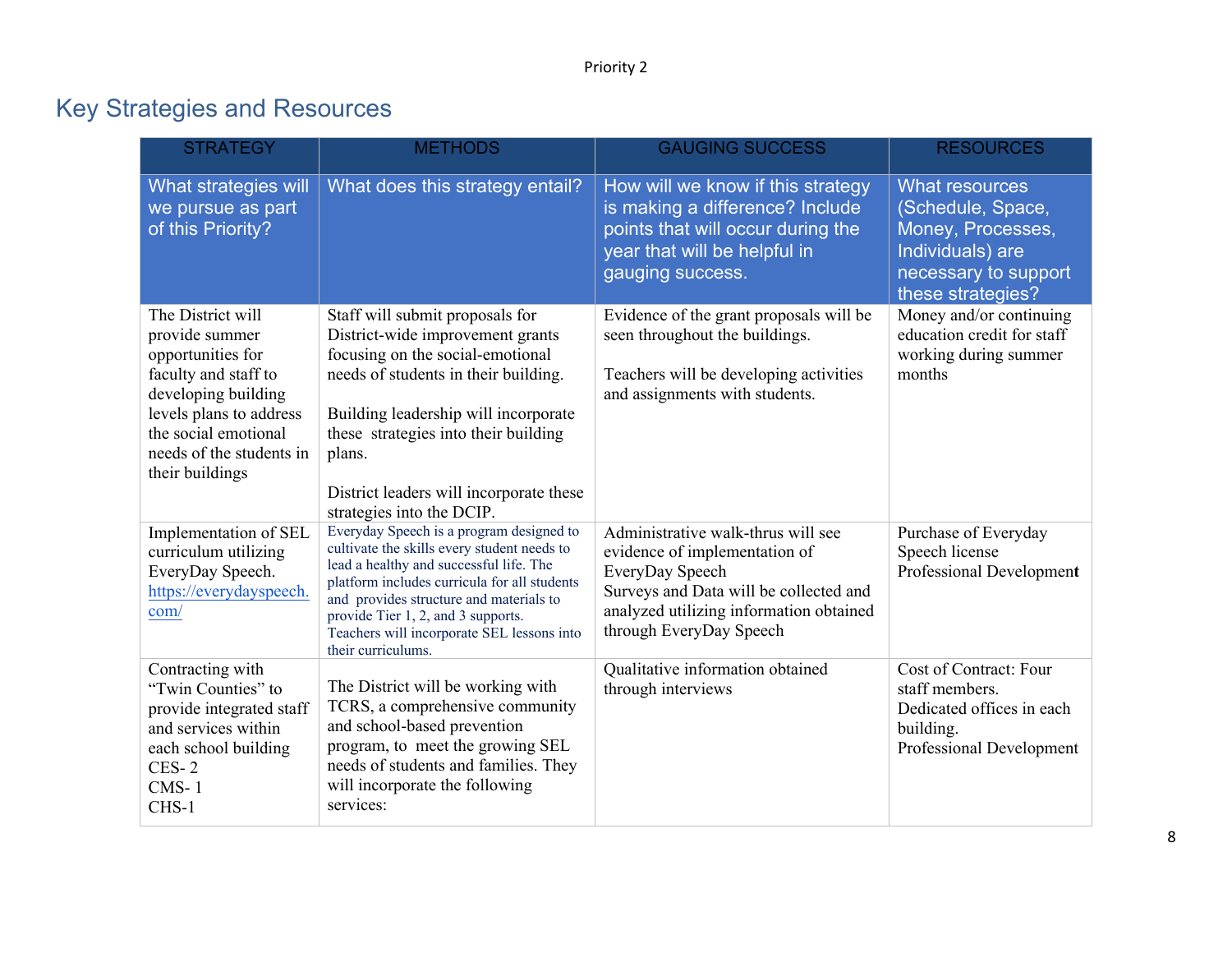Priority 2

## Key Strategies and Resources

| STRATEGY | METHODS | GAUGING SUCCESS | RESOURCES |
|---|---|---|---|
| What strategies will we pursue as part of this Priority? | What does this strategy entail? | How will we know if this strategy is making a difference? Include points that will occur during the year that will be helpful in gauging success. | What resources (Schedule, Space, Money, Processes, Individuals) are necessary to support these strategies? |
| The District will provide summer opportunities for faculty and staff to developing building levels plans to address the social emotional needs of the students in their buildings | Staff will submit proposals for District-wide improvement grants focusing on the social-emotional needs of students in their building.<br><br>Building leadership will incorporate these strategies into their building plans.<br><br>District leaders will incorporate these strategies into the DCIP. | Evidence of the grant proposals will be seen throughout the buildings.<br><br>Teachers will be developing activities and assignments with students. | Money and/or continuing education credit for staff working during summer months |
| Implementation of SEL curriculum utilizing EveryDay Speech. https://everydayspeech.com/ | Everyday Speech is a program designed to cultivate the skills every student needs to lead a healthy and successful life. The platform includes curricula for all students and provides structure and materials to provide Tier 1, 2, and 3 supports. Teachers will incorporate SEL lessons into their curriculums. | Administrative walk-thrus will see evidence of implementation of EveryDay Speech<br>Surveys and Data will be collected and analyzed utilizing information obtained through EveryDay Speech | Purchase of Everyday Speech license<br>Professional Development |
| Contracting with “Twin Counties” to provide integrated staff and services within each school building<br>CES- 2<br>CMS- 1<br>CHS-1 | The District will be working with TCRS, a comprehensive community and school-based prevention program, to meet the growing SEL needs of students and families. They will incorporate the following services: | Qualitative information obtained through interviews | Cost of Contract: Four staff members.<br>Dedicated offices in each building.<br>Professional Development |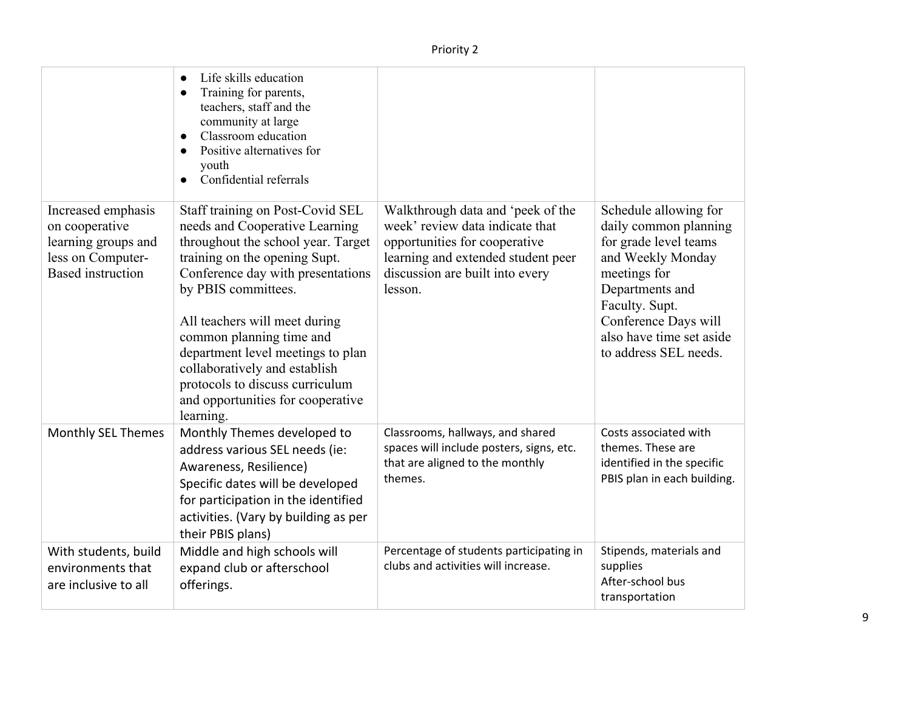Priority 2

| | | | |
|---|---|---|---|
| | • Life skills education<br>• Training for parents, teachers, staff and the community at large<br>• Classroom education<br>• Positive alternatives for youth<br>• Confidential referrals | | |
| Increased emphasis on cooperative learning groups and less on Computer-Based instruction | Staff training on Post-Covid SEL needs and Cooperative Learning throughout the school year. Target training on the opening Supt. Conference day with presentations by PBIS committees.<br><br>All teachers will meet during common planning time and department level meetings to plan collaboratively and establish protocols to discuss curriculum and opportunities for cooperative learning. | Walkthrough data and 'peek of the week' review data indicate that opportunities for cooperative learning and extended student peer discussion are built into every lesson. | Schedule allowing for daily common planning for grade level teams and Weekly Monday meetings for Departments and Faculty. Supt. Conference Days will also have time set aside to address SEL needs. |
| Monthly SEL Themes | Monthly Themes developed to address various SEL needs (ie: Awareness, Resilience)<br>Specific dates will be developed for participation in the identified activities. (Vary by building as per their PBIS plans) | Classrooms, hallways, and shared spaces will include posters, signs, etc. that are aligned to the monthly themes. | Costs associated with themes. These are identified in the specific PBIS plan in each building. |
| With students, build environments that are inclusive to all | Middle and high schools will expand club or afterschool offerings. | Percentage of students participating in clubs and activities will increase. | Stipends, materials and supplies<br>After-school bus transportation |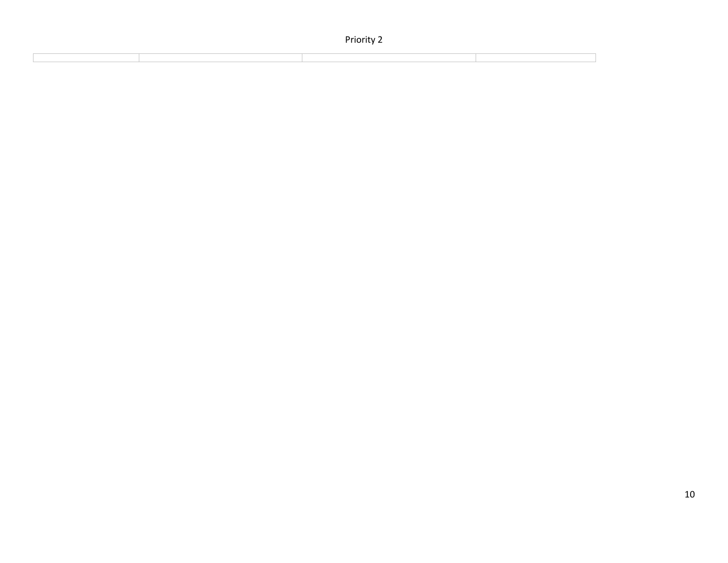Priority 2

| | | | |
|---|---|---|---|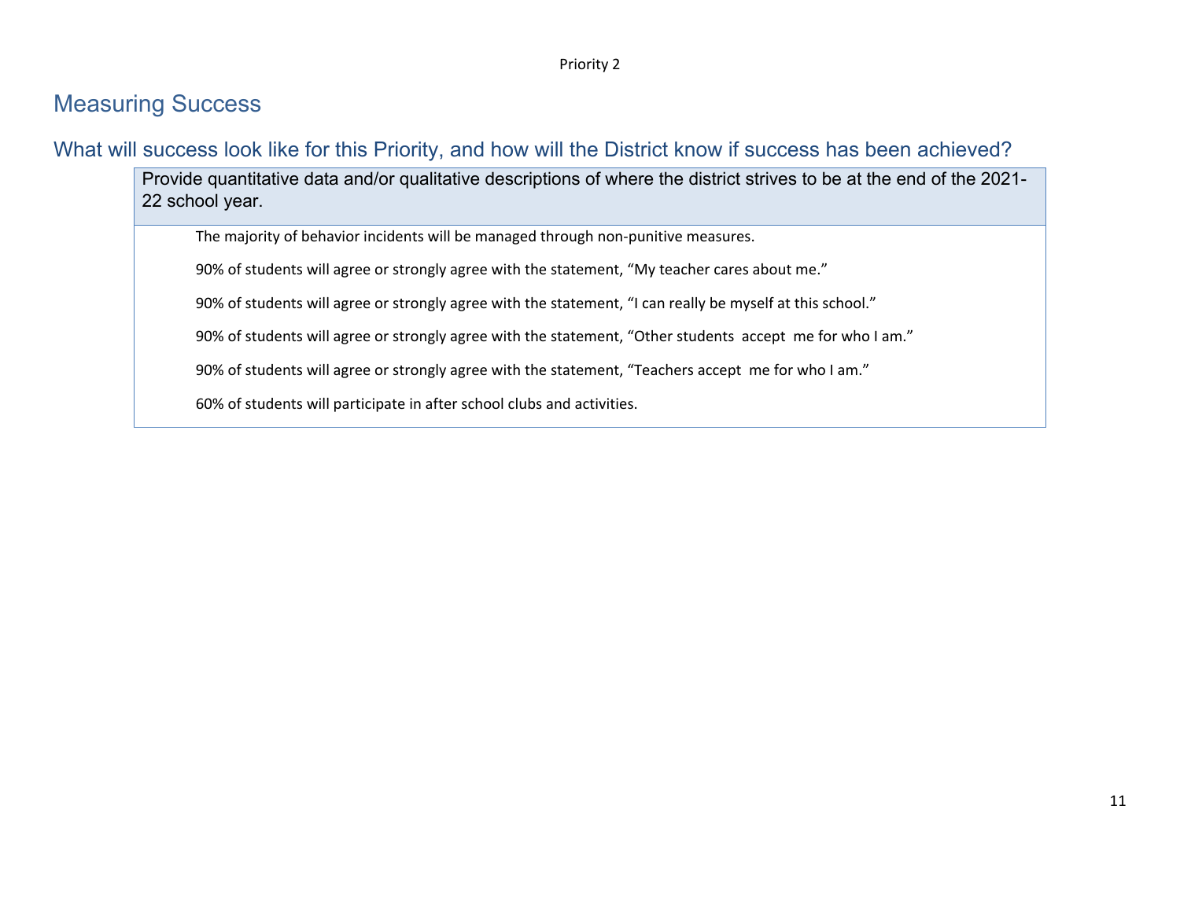Priority 2

## Measuring Success

### What will success look like for this Priority, and how will the District know if success has been achieved?

| Provide quantitative data and/or qualitative descriptions of where the district strives to be at the end of the 2021-22 school year. |
| --- |
| The majority of behavior incidents will be managed through non-punitive measures.<br><br>90% of students will agree or strongly agree with the statement, "My teacher cares about me."<br><br>90% of students will agree or strongly agree with the statement, "I can really be myself at this school."<br><br>90% of students will agree or strongly agree with the statement, "Other students accept me for who I am."<br><br>90% of students will agree or strongly agree with the statement, "Teachers accept me for who I am."<br><br>60% of students will participate in after school clubs and activities. |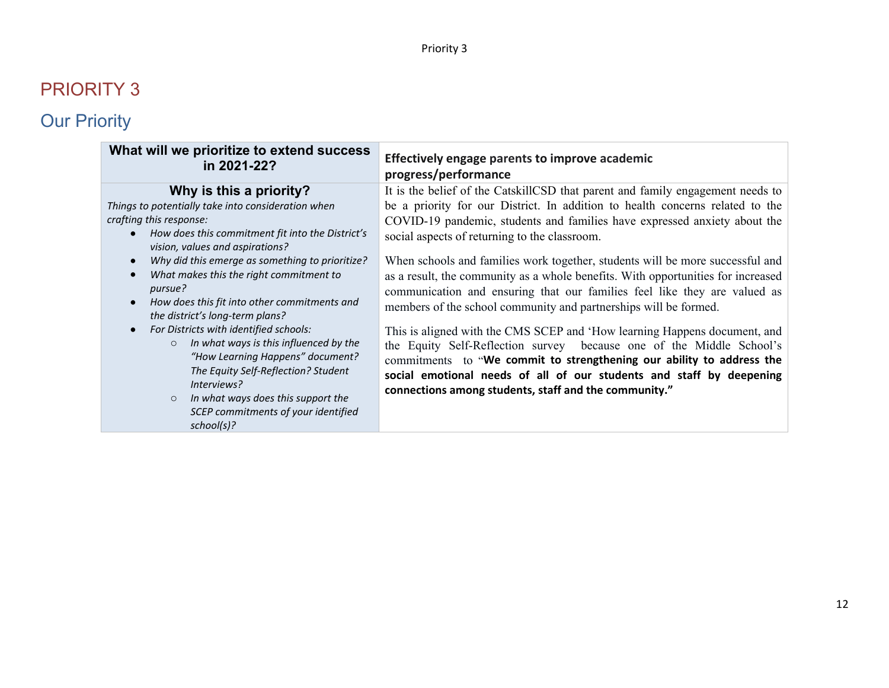# PRIORITY 3

## Our Priority

| What will we prioritize to extend success in 2021-22? | **Effectively engage parents to improve academic progress/performance** |
|---|---|
| **Why is this a priority?**<br>*Things to potentially take into consideration when crafting this response:*<br>● *How does this commitment fit into the District's vision, values and aspirations?*<br>● *Why did this emerge as something to prioritize?*<br>● *What makes this the right commitment to pursue?*<br>● *How does this fit into other commitments and the district's long-term plans?*<br>● *For Districts with identified schools:*<br>○ *In what ways is this influenced by the "How Learning Happens" document? The Equity Self-Reflection? Student Interviews?*<br>○ *In what ways does this support the SCEP commitments of your identified school(s)?* | It is the belief of the CatskillCSD that parent and family engagement needs to be a priority for our District. In addition to health concerns related to the COVID-19 pandemic, students and families have expressed anxiety about the social aspects of returning to the classroom.<br><br>When schools and families work together, students will be more successful and as a result, the community as a whole benefits. With opportunities for increased communication and ensuring that our families feel like they are valued as members of the school community and partnerships will be formed.<br><br>This is aligned with the CMS SCEP and 'How learning Happens document, and the Equity Self-Reflection survey because one of the Middle School's commitments to "**We commit to strengthening our ability to address the social emotional needs of all of our students and staff by deepening connections among students, staff and the community."** |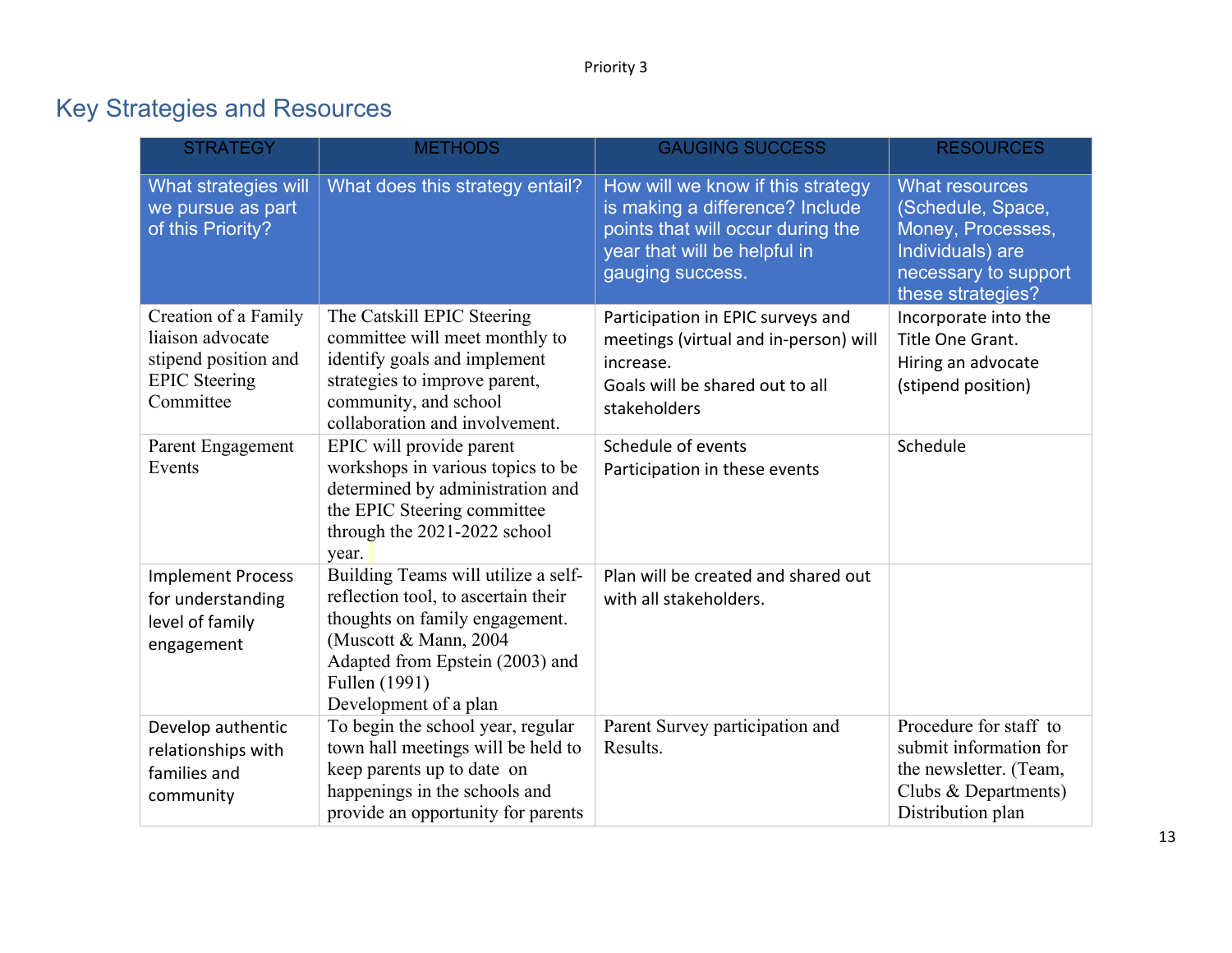Priority 3

## Key Strategies and Resources

| STRATEGY | METHODS | GAUGING SUCCESS | RESOURCES |
|---|---|---|---|
| What strategies will we pursue as part of this Priority? | What does this strategy entail? | How will we know if this strategy is making a difference? Include points that will occur during the year that will be helpful in gauging success. | What resources (Schedule, Space, Money, Processes, Individuals) are necessary to support these strategies? |
| Creation of a Family liaison advocate stipend position and EPIC Steering Committee | The Catskill EPIC Steering committee will meet monthly to identify goals and implement strategies to improve parent, community, and school collaboration and involvement. | Participation in EPIC surveys and meetings (virtual and in-person) will increase.<br>Goals will be shared out to all stakeholders | Incorporate into the Title One Grant.<br>Hiring an advocate (stipend position) |
| Parent Engagement Events | EPIC will provide parent workshops in various topics to be determined by administration and the EPIC Steering committee through the 2021-2022 school year. | Schedule of events<br>Participation in these events | Schedule |
| Implement Process for understanding level of family engagement | Building Teams will utilize a self-reflection tool, to ascertain their thoughts on family engagement. (Muscott & Mann, 2004 Adapted from Epstein (2003) and Fullen (1991)<br>Development of a plan | Plan will be created and shared out with all stakeholders. | |
| Develop authentic relationships with families and community | To begin the school year, regular town hall meetings will be held to keep parents up to date on happenings in the schools and provide an opportunity for parents | Parent Survey participation and Results. | Procedure for staff to submit information for the newsletter. (Team, Clubs & Departments)<br>Distribution plan |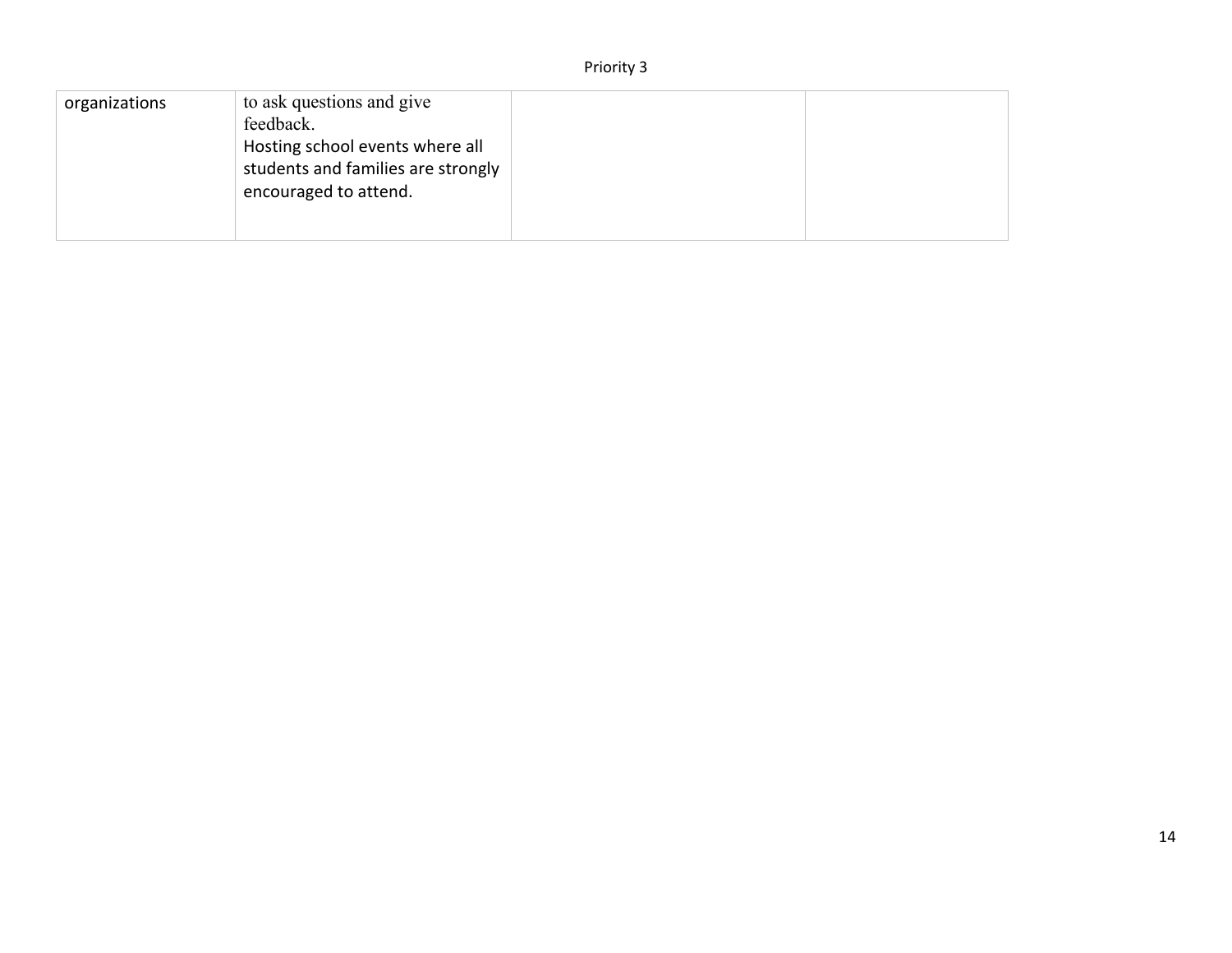| | | | |
|---|---|---|---|
| organizations | to ask questions and give feedback.<br>Hosting school events where all students and families are strongly encouraged to attend. | | |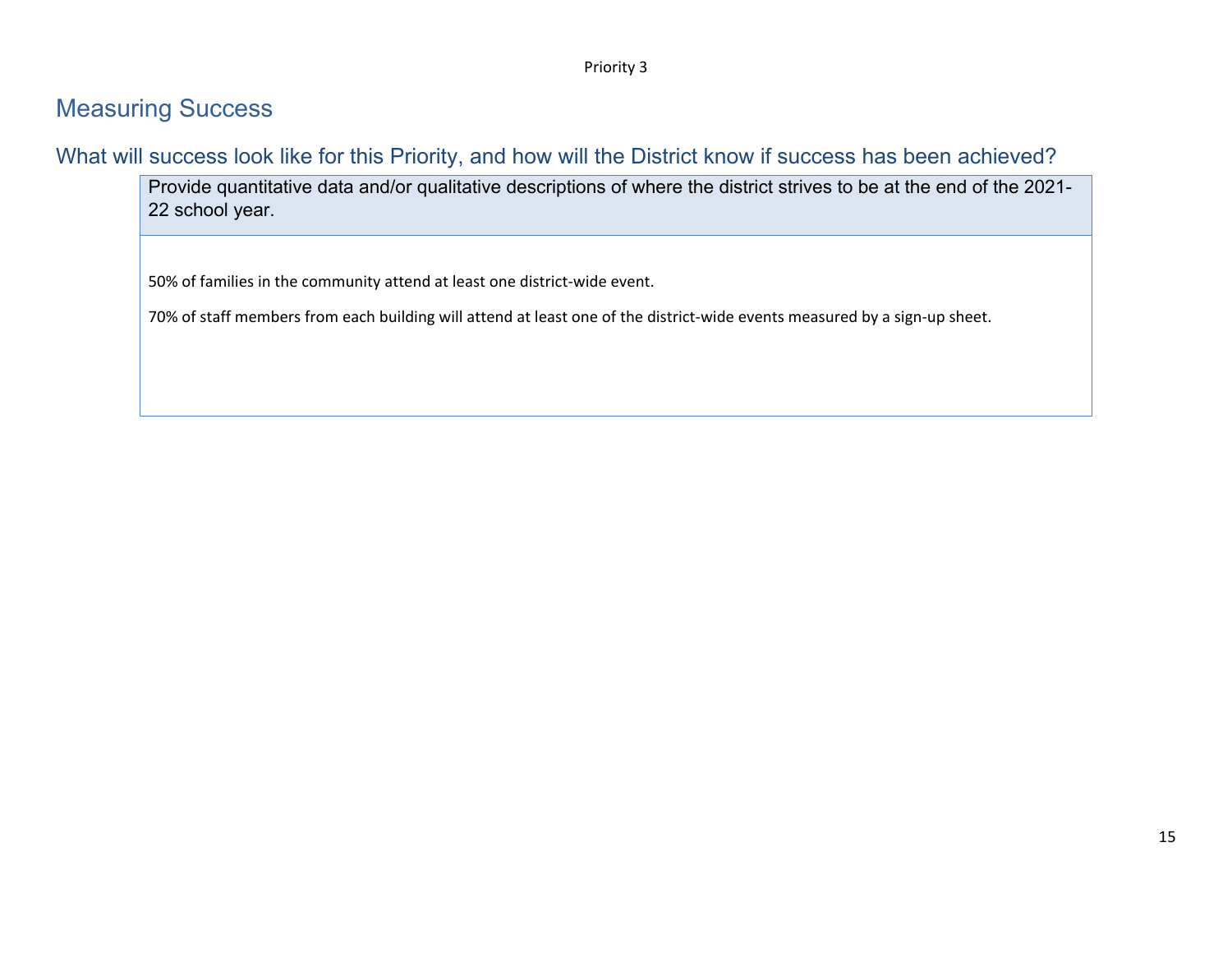Priority 3

## Measuring Success

### What will success look like for this Priority, and how will the District know if success has been achieved?

| Provide quantitative data and/or qualitative descriptions of where the district strives to be at the end of the 2021-22 school year. |
| --- |
| 50% of families in the community attend at least one district-wide event.<br><br>70% of staff members from each building will attend at least one of the district-wide events measured by a sign-up sheet. |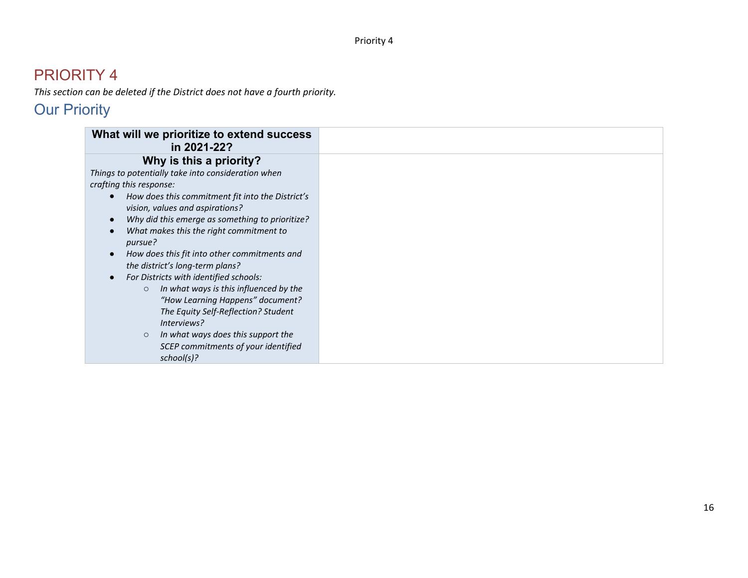# PRIORITY 4

*This section can be deleted if the District does not have a fourth priority.*

## Our Priority

| **What will we prioritize to extend success in 2021-22?** | |
|---|---|
| **Why is this a priority?**<br>*Things to potentially take into consideration when crafting this response:*<br>• *How does this commitment fit into the District's vision, values and aspirations?*<br>• *Why did this emerge as something to prioritize?*<br>• *What makes this the right commitment to pursue?*<br>• *How does this fit into other commitments and the district's long-term plans?*<br>• *For Districts with identified schools:*<br>&nbsp;&nbsp;&nbsp;&nbsp;○ *In what ways is this influenced by the "How Learning Happens" document? The Equity Self-Reflection? Student Interviews?*<br>&nbsp;&nbsp;&nbsp;&nbsp;○ *In what ways does this support the SCEP commitments of your identified school(s)?* | |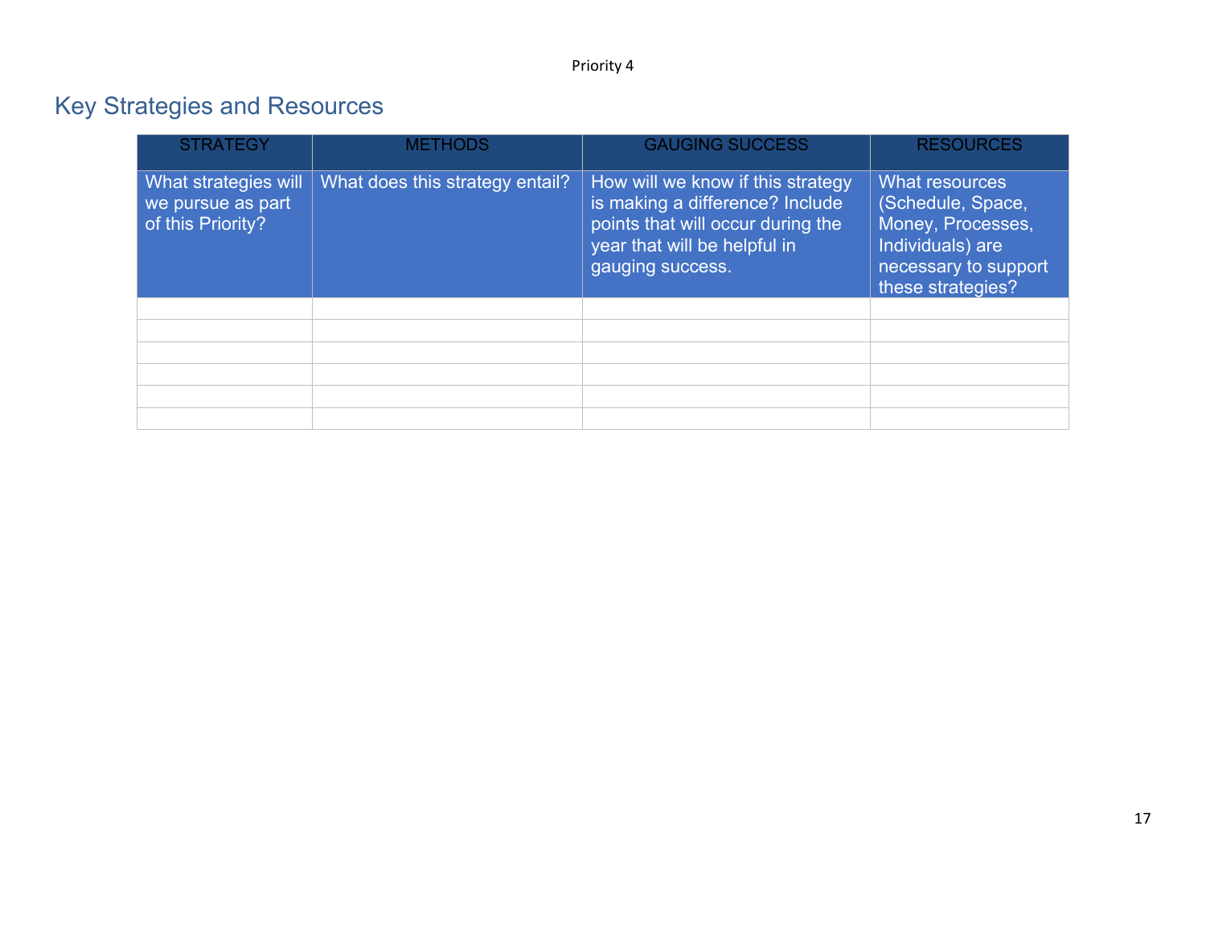Priority 4

## Key Strategies and Resources

| STRATEGY | METHODS | GAUGING SUCCESS | RESOURCES |
|---|---|---|---|
| What strategies will we pursue as part of this Priority? | What does this strategy entail? | How will we know if this strategy is making a difference? Include points that will occur during the year that will be helpful in gauging success. | What resources (Schedule, Space, Money, Processes, Individuals) are necessary to support these strategies? |
| | | | |
| | | | |
| | | | |
| | | | |
| | | | |
| | | | |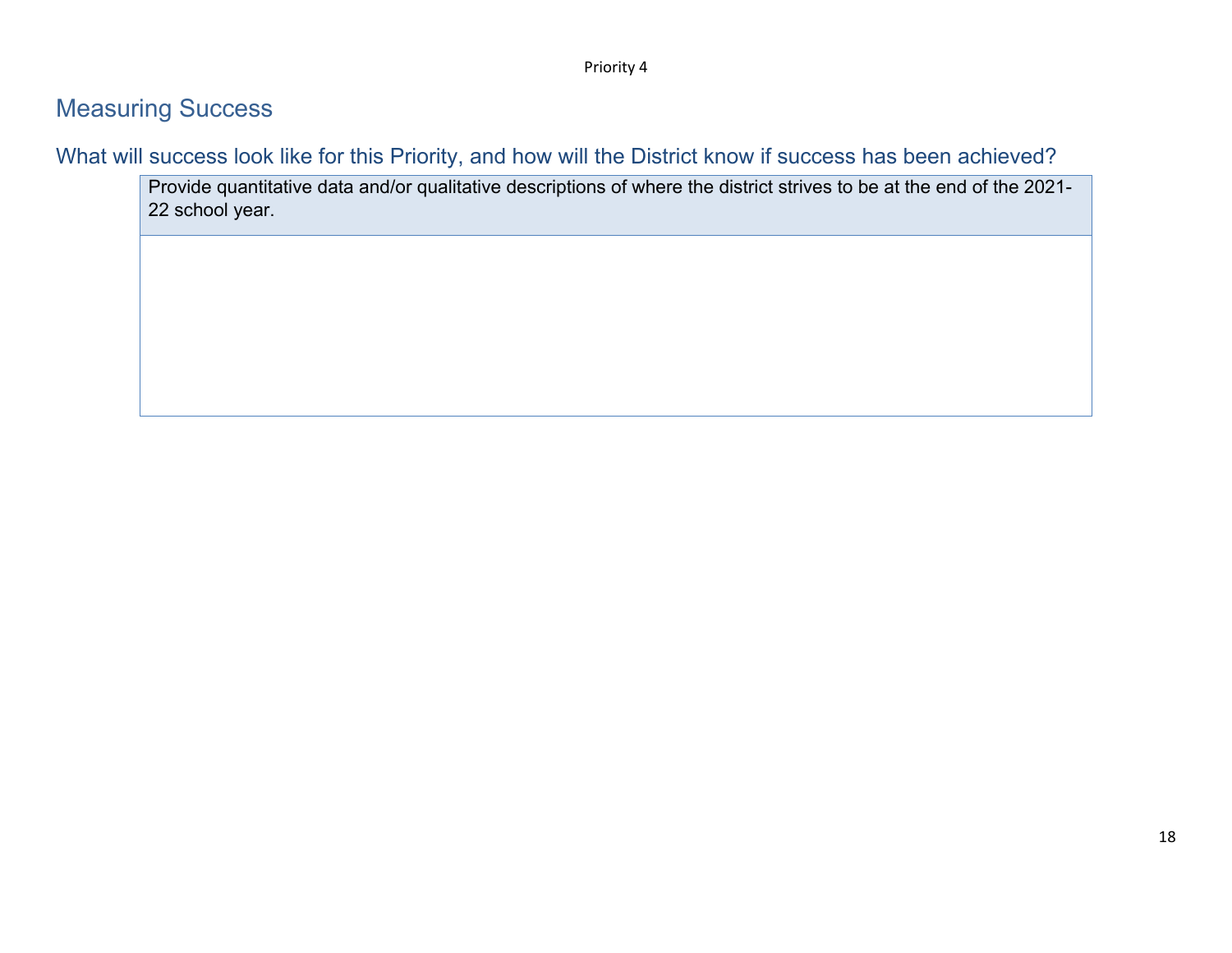Priority 4

## Measuring Success

### What will success look like for this Priority, and how will the District know if success has been achieved?

| Provide quantitative data and/or qualitative descriptions of where the district strives to be at the end of the 2021-22 school year. |
| --- |
| |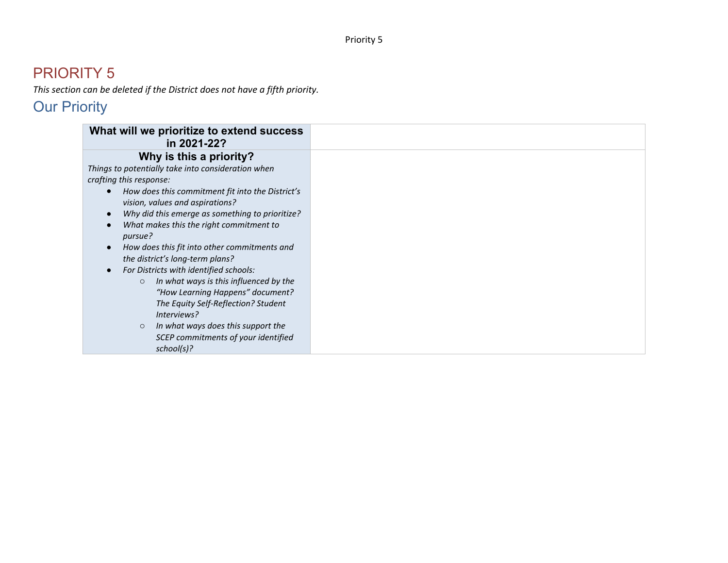# PRIORITY 5

*This section can be deleted if the District does not have a fifth priority.*

## Our Priority

| **What will we prioritize to extend success in 2021-22?** | |
|---|---|
| **Why is this a priority?**<br>*Things to potentially take into consideration when crafting this response:*<br>● *How does this commitment fit into the District's vision, values and aspirations?*<br>● *Why did this emerge as something to prioritize?*<br>● *What makes this the right commitment to pursue?*<br>● *How does this fit into other commitments and the district's long-term plans?*<br>● *For Districts with identified schools:*<br>○ *In what ways is this influenced by the "How Learning Happens" document? The Equity Self-Reflection? Student Interviews?*<br>○ *In what ways does this support the SCEP commitments of your identified school(s)?* | |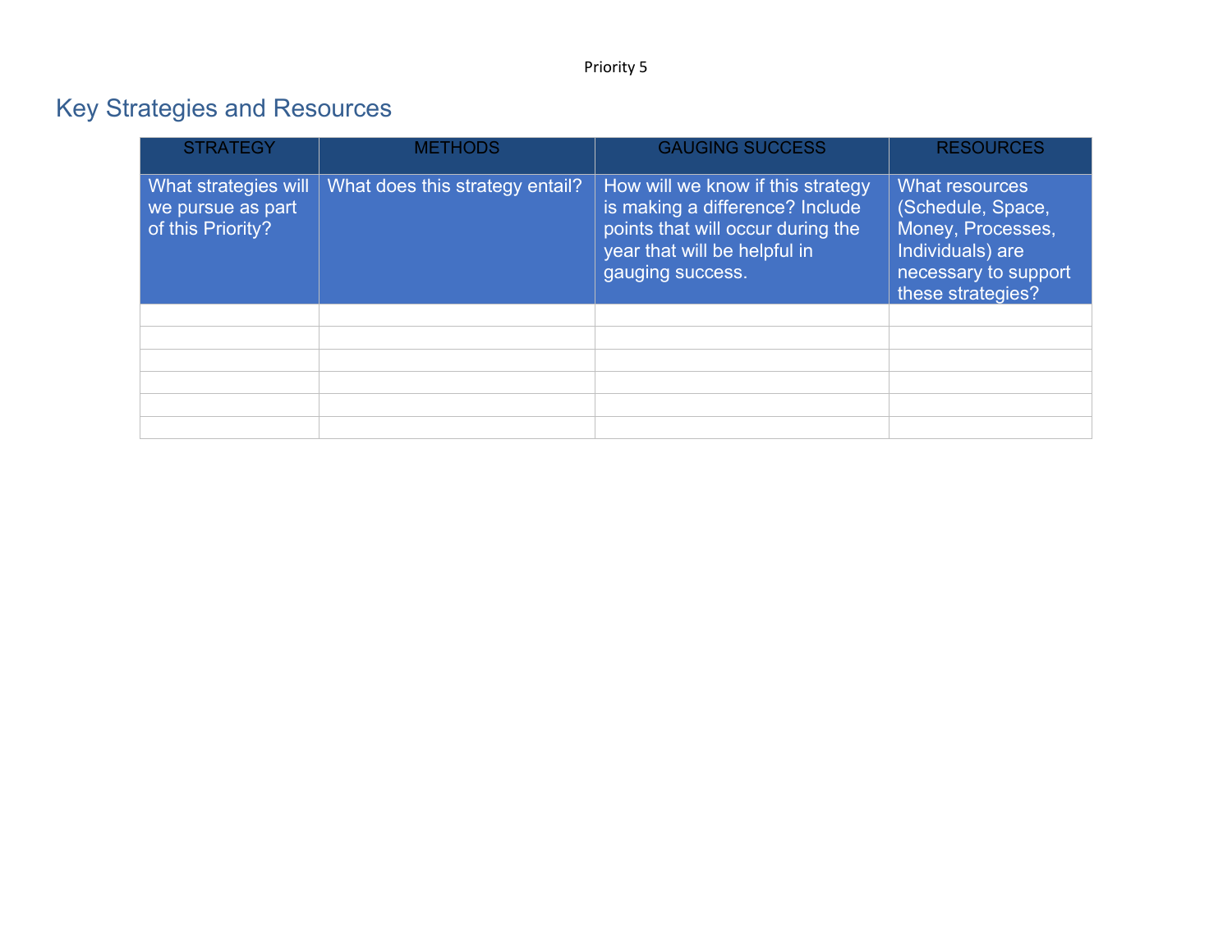Priority 5

## Key Strategies and Resources

| STRATEGY | METHODS | GAUGING SUCCESS | RESOURCES |
|---|---|---|---|
| What strategies will we pursue as part of this Priority? | What does this strategy entail? | How will we know if this strategy is making a difference? Include points that will occur during the year that will be helpful in gauging success. | What resources (Schedule, Space, Money, Processes, Individuals) are necessary to support these strategies? |
| | | | |
| | | | |
| | | | |
| | | | |
| | | | |
| | | | |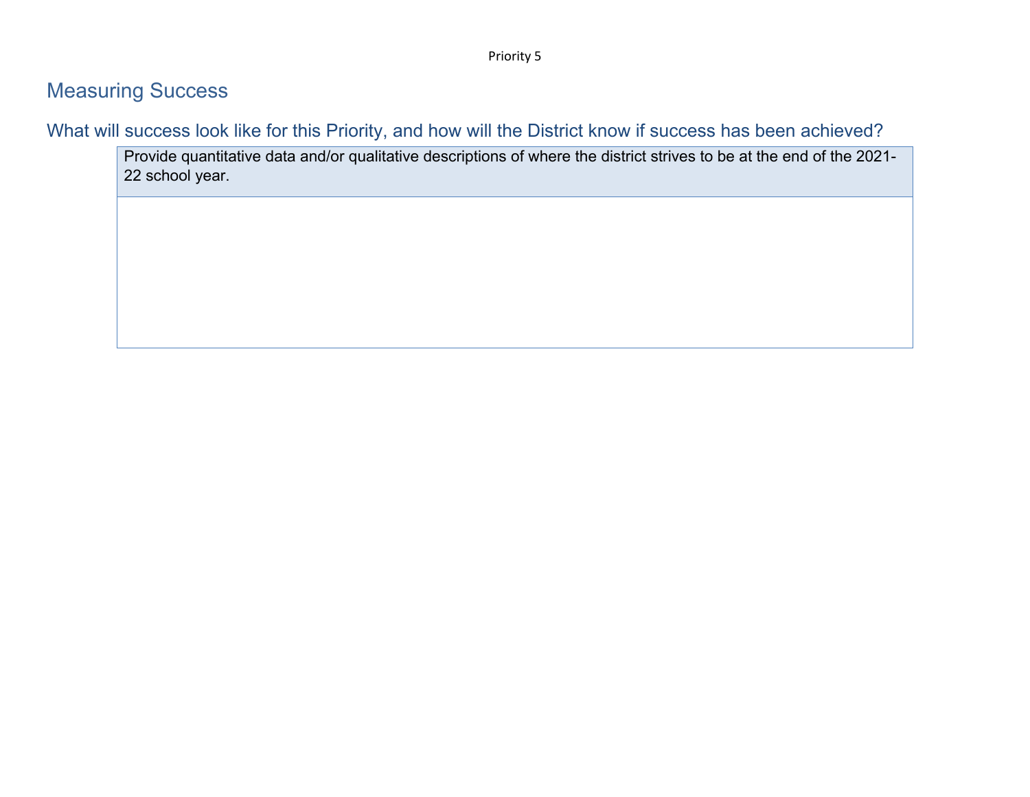Priority 5

## Measuring Success

### What will success look like for this Priority, and how will the District know if success has been achieved?

| Provide quantitative data and/or qualitative descriptions of where the district strives to be at the end of the 2021-22 school year. |
|---|
| |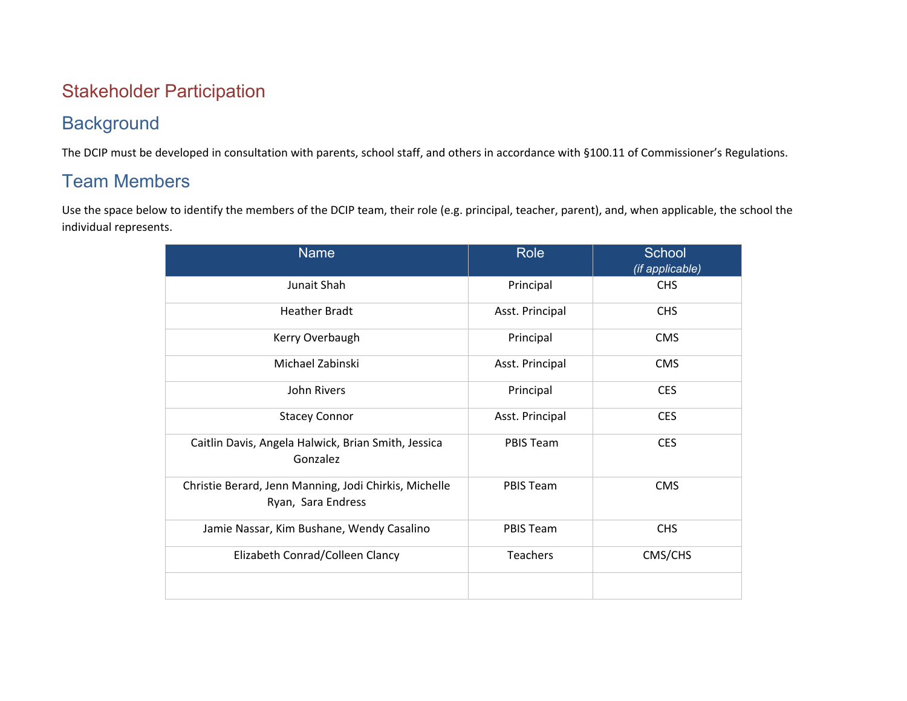# Stakeholder Participation

## Background

The DCIP must be developed in consultation with parents, school staff, and others in accordance with §100.11 of Commissioner's Regulations.

## Team Members

Use the space below to identify the members of the DCIP team, their role (e.g. principal, teacher, parent), and, when applicable, the school the individual represents.

| Name | Role | School *(if applicable)* |
|---|---|---|
| Junait Shah | Principal | CHS |
| Heather Bradt | Asst. Principal | CHS |
| Kerry Overbaugh | Principal | CMS |
| Michael Zabinski | Asst. Principal | CMS |
| John Rivers | Principal | CES |
| Stacey Connor | Asst. Principal | CES |
| Caitlin Davis, Angela Halwick, Brian Smith, Jessica Gonzalez | PBIS Team | CES |
| Christie Berard, Jenn Manning, Jodi Chirkis, Michelle Ryan, Sara Endress | PBIS Team | CMS |
| Jamie Nassar, Kim Bushane, Wendy Casalino | PBIS Team | CHS |
| Elizabeth Conrad/Colleen Clancy | Teachers | CMS/CHS |
| | | |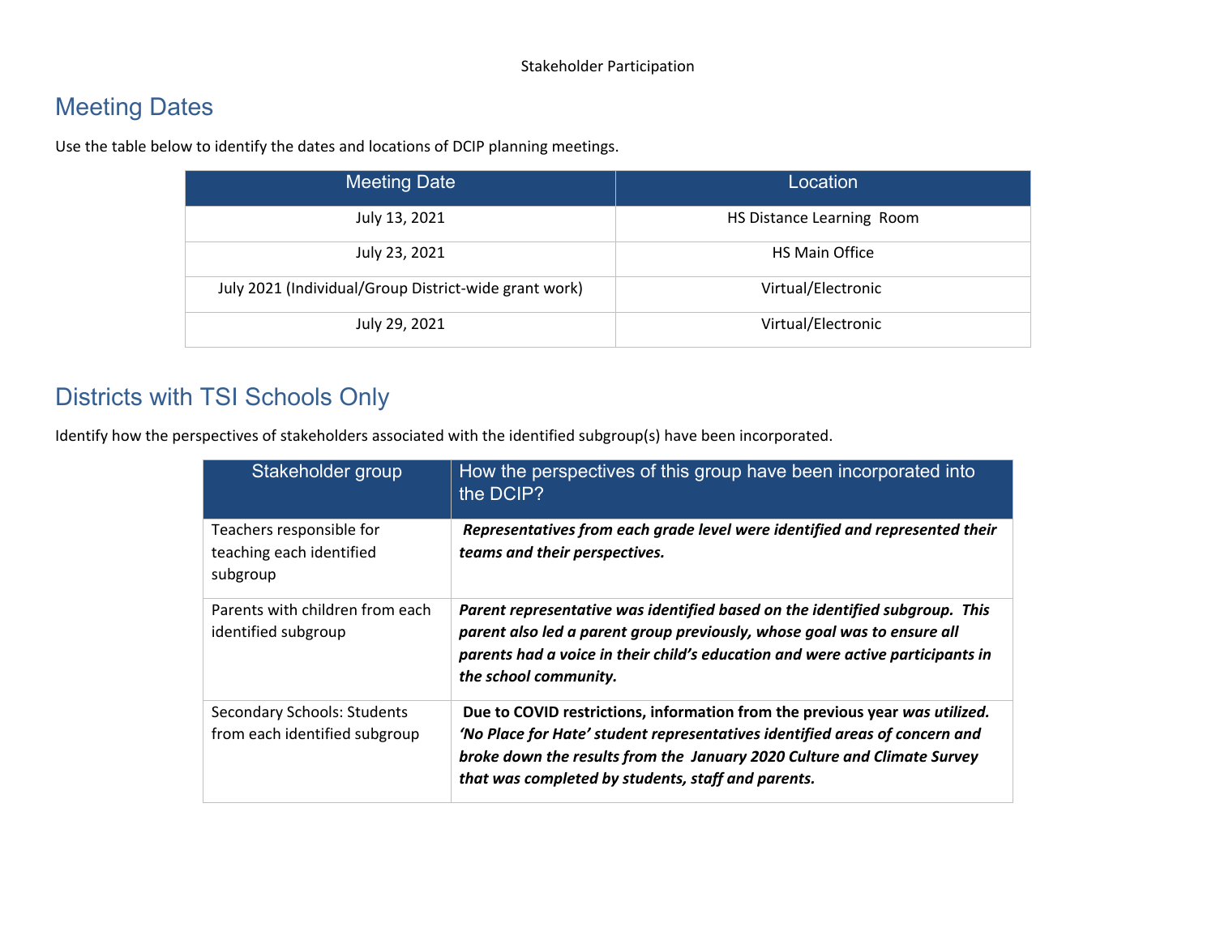Stakeholder Participation

## Meeting Dates

Use the table below to identify the dates and locations of DCIP planning meetings.

| Meeting Date | Location |
|---|---|
| July 13, 2021 | HS Distance Learning Room |
| July 23, 2021 | HS Main Office |
| July 2021 (Individual/Group District-wide grant work) | Virtual/Electronic |
| July 29, 2021 | Virtual/Electronic |

## Districts with TSI Schools Only

Identify how the perspectives of stakeholders associated with the identified subgroup(s) have been incorporated.

| Stakeholder group | How the perspectives of this group have been incorporated into the DCIP? |
|---|---|
| Teachers responsible for teaching each identified subgroup | ***Representatives from each grade level were identified and represented their teams and their perspectives.*** |
| Parents with children from each identified subgroup | ***Parent representative was identified based on the identified subgroup. This parent also led a parent group previously, whose goal was to ensure all parents had a voice in their child's education and were active participants in the school community.*** |
| Secondary Schools: Students from each identified subgroup | **Due to COVID restrictions, information from the previous year *was utilized. 'No Place for Hate' student representatives identified areas of concern and broke down the results from the January 2020 Culture and Climate Survey that was completed by students, staff and parents.*** |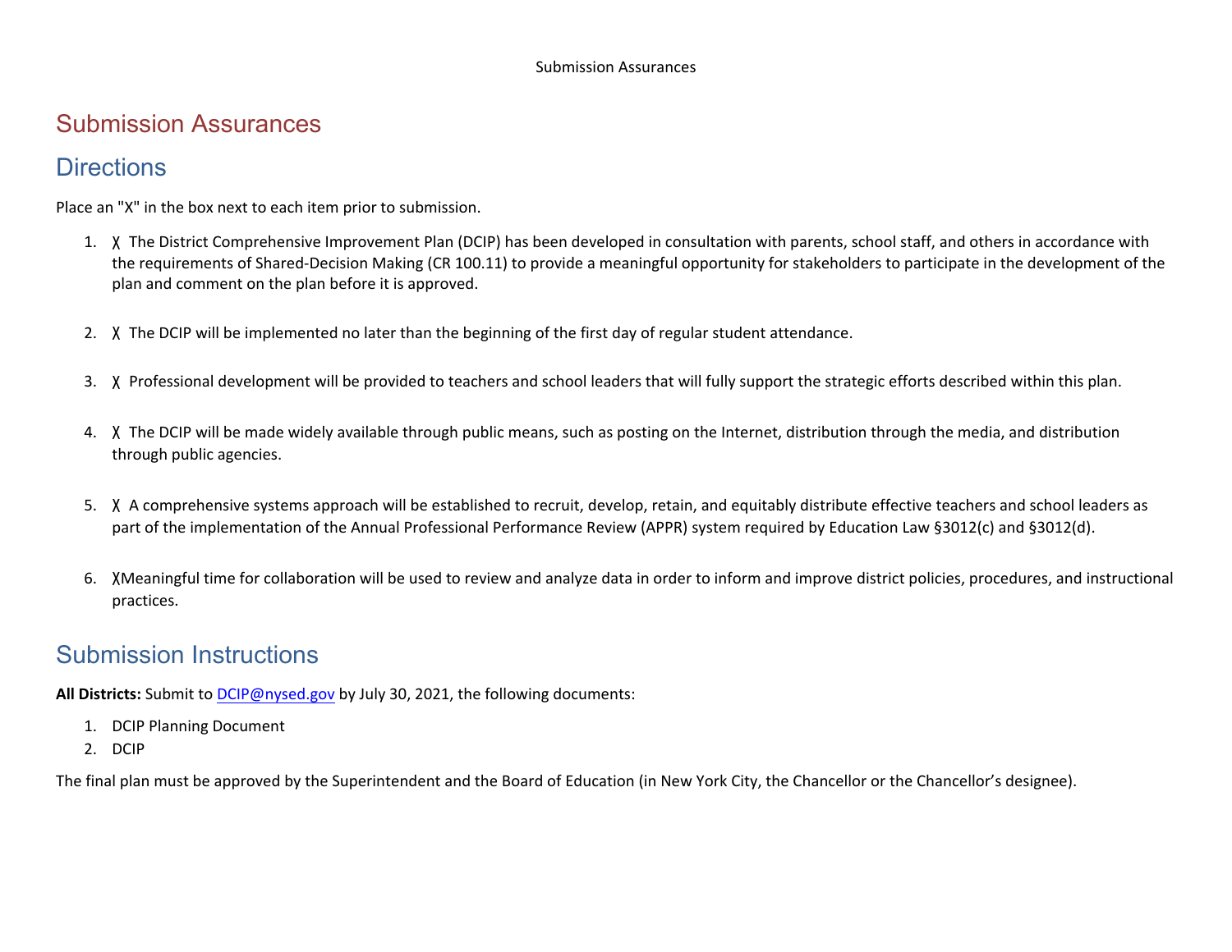# Submission Assurances

## Directions

Place an "X" in the box next to each item prior to submission.

1. X The District Comprehensive Improvement Plan (DCIP) has been developed in consultation with parents, school staff, and others in accordance with the requirements of Shared-Decision Making (CR 100.11) to provide a meaningful opportunity for stakeholders to participate in the development of the plan and comment on the plan before it is approved.

2. X The DCIP will be implemented no later than the beginning of the first day of regular student attendance.

3. X Professional development will be provided to teachers and school leaders that will fully support the strategic efforts described within this plan.

4. X The DCIP will be made widely available through public means, such as posting on the Internet, distribution through the media, and distribution through public agencies.

5. X A comprehensive systems approach will be established to recruit, develop, retain, and equitably distribute effective teachers and school leaders as part of the implementation of the Annual Professional Performance Review (APPR) system required by Education Law §3012(c) and §3012(d).

6. XMeaningful time for collaboration will be used to review and analyze data in order to inform and improve district policies, procedures, and instructional practices.

## Submission Instructions

**All Districts:** Submit to DCIP@nysed.gov by July 30, 2021, the following documents:

1. DCIP Planning Document
2. DCIP

The final plan must be approved by the Superintendent and the Board of Education (in New York City, the Chancellor or the Chancellor's designee).